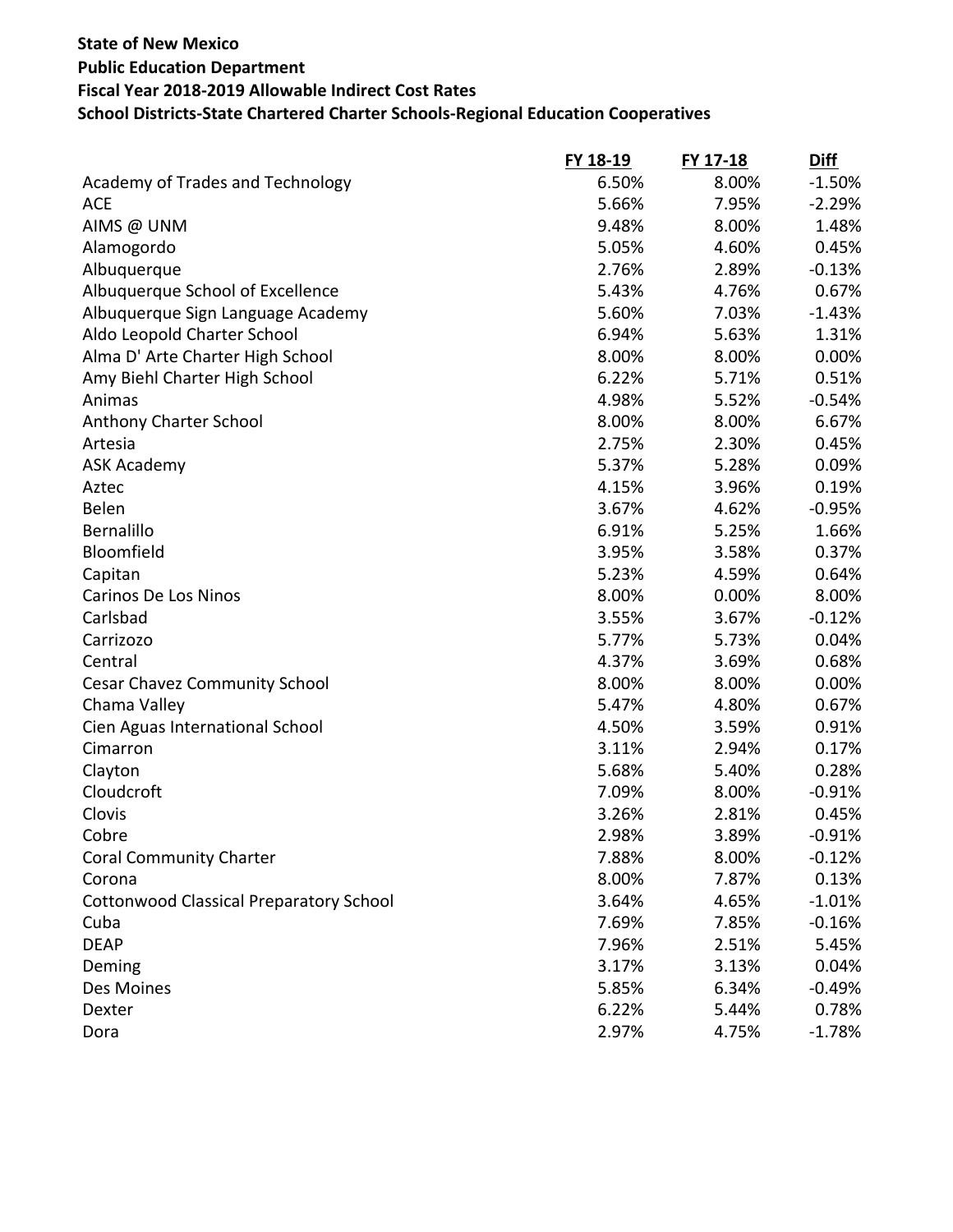**State of New Mexico**
**Public Education Department**
**Fiscal Year 2018-2019 Allowable Indirect Cost Rates**
**School Districts-State Chartered Charter Schools-Regional Education Cooperatives**

| | FY 18-19 | FY 17-18 | Diff |
|---|---|---|---|
| Academy of Trades and Technology | 6.50% | 8.00% | -1.50% |
| ACE | 5.66% | 7.95% | -2.29% |
| AIMS @ UNM | 9.48% | 8.00% | 1.48% |
| Alamogordo | 5.05% | 4.60% | 0.45% |
| Albuquerque | 2.76% | 2.89% | -0.13% |
| Albuquerque School of Excellence | 5.43% | 4.76% | 0.67% |
| Albuquerque Sign Language Academy | 5.60% | 7.03% | -1.43% |
| Aldo Leopold Charter School | 6.94% | 5.63% | 1.31% |
| Alma D' Arte Charter High School | 8.00% | 8.00% | 0.00% |
| Amy Biehl Charter High School | 6.22% | 5.71% | 0.51% |
| Animas | 4.98% | 5.52% | -0.54% |
| Anthony Charter School | 8.00% | 8.00% | 6.67% |
| Artesia | 2.75% | 2.30% | 0.45% |
| ASK Academy | 5.37% | 5.28% | 0.09% |
| Aztec | 4.15% | 3.96% | 0.19% |
| Belen | 3.67% | 4.62% | -0.95% |
| Bernalillo | 6.91% | 5.25% | 1.66% |
| Bloomfield | 3.95% | 3.58% | 0.37% |
| Capitan | 5.23% | 4.59% | 0.64% |
| Carinos De Los Ninos | 8.00% | 0.00% | 8.00% |
| Carlsbad | 3.55% | 3.67% | -0.12% |
| Carrizozo | 5.77% | 5.73% | 0.04% |
| Central | 4.37% | 3.69% | 0.68% |
| Cesar Chavez Community School | 8.00% | 8.00% | 0.00% |
| Chama Valley | 5.47% | 4.80% | 0.67% |
| Cien Aguas International School | 4.50% | 3.59% | 0.91% |
| Cimarron | 3.11% | 2.94% | 0.17% |
| Clayton | 5.68% | 5.40% | 0.28% |
| Cloudcroft | 7.09% | 8.00% | -0.91% |
| Clovis | 3.26% | 2.81% | 0.45% |
| Cobre | 2.98% | 3.89% | -0.91% |
| Coral Community Charter | 7.88% | 8.00% | -0.12% |
| Corona | 8.00% | 7.87% | 0.13% |
| Cottonwood Classical Preparatory School | 3.64% | 4.65% | -1.01% |
| Cuba | 7.69% | 7.85% | -0.16% |
| DEAP | 7.96% | 2.51% | 5.45% |
| Deming | 3.17% | 3.13% | 0.04% |
| Des Moines | 5.85% | 6.34% | -0.49% |
| Dexter | 6.22% | 5.44% | 0.78% |
| Dora | 2.97% | 4.75% | -1.78% |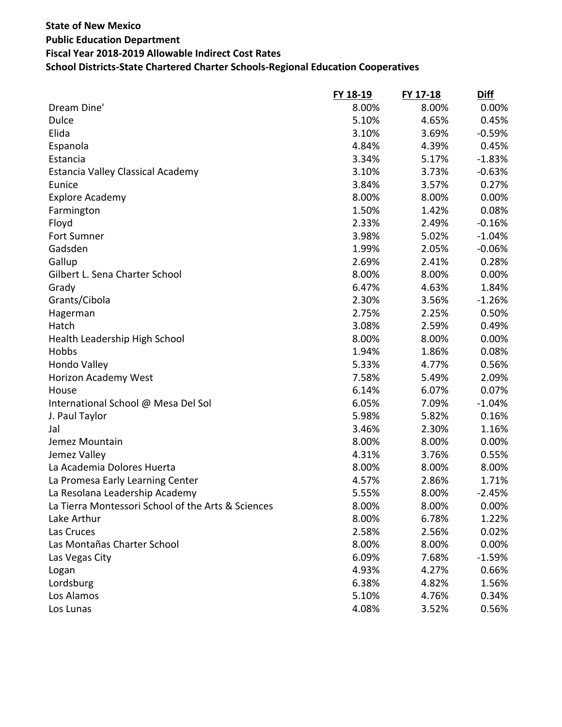**State of New Mexico**
**Public Education Department**
**Fiscal Year 2018-2019 Allowable Indirect Cost Rates**
**School Districts-State Chartered Charter Schools-Regional Education Cooperatives**

| | FY 18-19 | FY 17-18 | Diff |
|---|---|---|---|
| Dream Dine' | 8.00% | 8.00% | 0.00% |
| Dulce | 5.10% | 4.65% | 0.45% |
| Elida | 3.10% | 3.69% | -0.59% |
| Espanola | 4.84% | 4.39% | 0.45% |
| Estancia | 3.34% | 5.17% | -1.83% |
| Estancia Valley Classical Academy | 3.10% | 3.73% | -0.63% |
| Eunice | 3.84% | 3.57% | 0.27% |
| Explore Academy | 8.00% | 8.00% | 0.00% |
| Farmington | 1.50% | 1.42% | 0.08% |
| Floyd | 2.33% | 2.49% | -0.16% |
| Fort Sumner | 3.98% | 5.02% | -1.04% |
| Gadsden | 1.99% | 2.05% | -0.06% |
| Gallup | 2.69% | 2.41% | 0.28% |
| Gilbert L. Sena Charter School | 8.00% | 8.00% | 0.00% |
| Grady | 6.47% | 4.63% | 1.84% |
| Grants/Cibola | 2.30% | 3.56% | -1.26% |
| Hagerman | 2.75% | 2.25% | 0.50% |
| Hatch | 3.08% | 2.59% | 0.49% |
| Health Leadership High School | 8.00% | 8.00% | 0.00% |
| Hobbs | 1.94% | 1.86% | 0.08% |
| Hondo Valley | 5.33% | 4.77% | 0.56% |
| Horizon Academy West | 7.58% | 5.49% | 2.09% |
| House | 6.14% | 6.07% | 0.07% |
| International School @ Mesa Del Sol | 6.05% | 7.09% | -1.04% |
| J. Paul Taylor | 5.98% | 5.82% | 0.16% |
| Jal | 3.46% | 2.30% | 1.16% |
| Jemez Mountain | 8.00% | 8.00% | 0.00% |
| Jemez Valley | 4.31% | 3.76% | 0.55% |
| La Academia Dolores Huerta | 8.00% | 8.00% | 8.00% |
| La Promesa Early Learning Center | 4.57% | 2.86% | 1.71% |
| La Resolana Leadership Academy | 5.55% | 8.00% | -2.45% |
| La Tierra Montessori School of the Arts & Sciences | 8.00% | 8.00% | 0.00% |
| Lake Arthur | 8.00% | 6.78% | 1.22% |
| Las Cruces | 2.58% | 2.56% | 0.02% |
| Las Montañas Charter School | 8.00% | 8.00% | 0.00% |
| Las Vegas City | 6.09% | 7.68% | -1.59% |
| Logan | 4.93% | 4.27% | 0.66% |
| Lordsburg | 6.38% | 4.82% | 1.56% |
| Los Alamos | 5.10% | 4.76% | 0.34% |
| Los Lunas | 4.08% | 3.52% | 0.56% |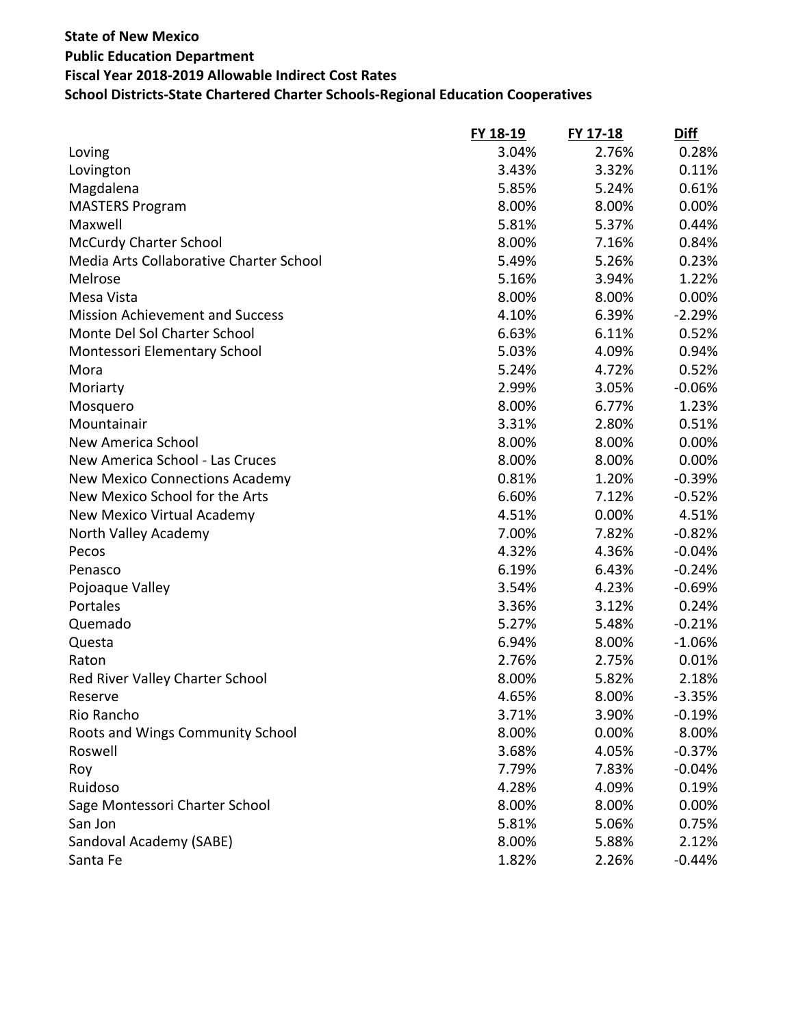**State of New Mexico**
**Public Education Department**
**Fiscal Year 2018-2019 Allowable Indirect Cost Rates**
**School Districts-State Chartered Charter Schools-Regional Education Cooperatives**

| | FY 18-19 | FY 17-18 | Diff |
|---|---|---|---|
| Loving | 3.04% | 2.76% | 0.28% |
| Lovington | 3.43% | 3.32% | 0.11% |
| Magdalena | 5.85% | 5.24% | 0.61% |
| MASTERS Program | 8.00% | 8.00% | 0.00% |
| Maxwell | 5.81% | 5.37% | 0.44% |
| McCurdy Charter School | 8.00% | 7.16% | 0.84% |
| Media Arts Collaborative Charter School | 5.49% | 5.26% | 0.23% |
| Melrose | 5.16% | 3.94% | 1.22% |
| Mesa Vista | 8.00% | 8.00% | 0.00% |
| Mission Achievement and Success | 4.10% | 6.39% | -2.29% |
| Monte Del Sol Charter School | 6.63% | 6.11% | 0.52% |
| Montessori Elementary School | 5.03% | 4.09% | 0.94% |
| Mora | 5.24% | 4.72% | 0.52% |
| Moriarty | 2.99% | 3.05% | -0.06% |
| Mosquero | 8.00% | 6.77% | 1.23% |
| Mountainair | 3.31% | 2.80% | 0.51% |
| New America School | 8.00% | 8.00% | 0.00% |
| New America School - Las Cruces | 8.00% | 8.00% | 0.00% |
| New Mexico Connections Academy | 0.81% | 1.20% | -0.39% |
| New Mexico School for the Arts | 6.60% | 7.12% | -0.52% |
| New Mexico Virtual Academy | 4.51% | 0.00% | 4.51% |
| North Valley Academy | 7.00% | 7.82% | -0.82% |
| Pecos | 4.32% | 4.36% | -0.04% |
| Penasco | 6.19% | 6.43% | -0.24% |
| Pojoaque Valley | 3.54% | 4.23% | -0.69% |
| Portales | 3.36% | 3.12% | 0.24% |
| Quemado | 5.27% | 5.48% | -0.21% |
| Questa | 6.94% | 8.00% | -1.06% |
| Raton | 2.76% | 2.75% | 0.01% |
| Red River Valley Charter School | 8.00% | 5.82% | 2.18% |
| Reserve | 4.65% | 8.00% | -3.35% |
| Rio Rancho | 3.71% | 3.90% | -0.19% |
| Roots and Wings Community School | 8.00% | 0.00% | 8.00% |
| Roswell | 3.68% | 4.05% | -0.37% |
| Roy | 7.79% | 7.83% | -0.04% |
| Ruidoso | 4.28% | 4.09% | 0.19% |
| Sage Montessori Charter School | 8.00% | 8.00% | 0.00% |
| San Jon | 5.81% | 5.06% | 0.75% |
| Sandoval Academy (SABE) | 8.00% | 5.88% | 2.12% |
| Santa Fe | 1.82% | 2.26% | -0.44% |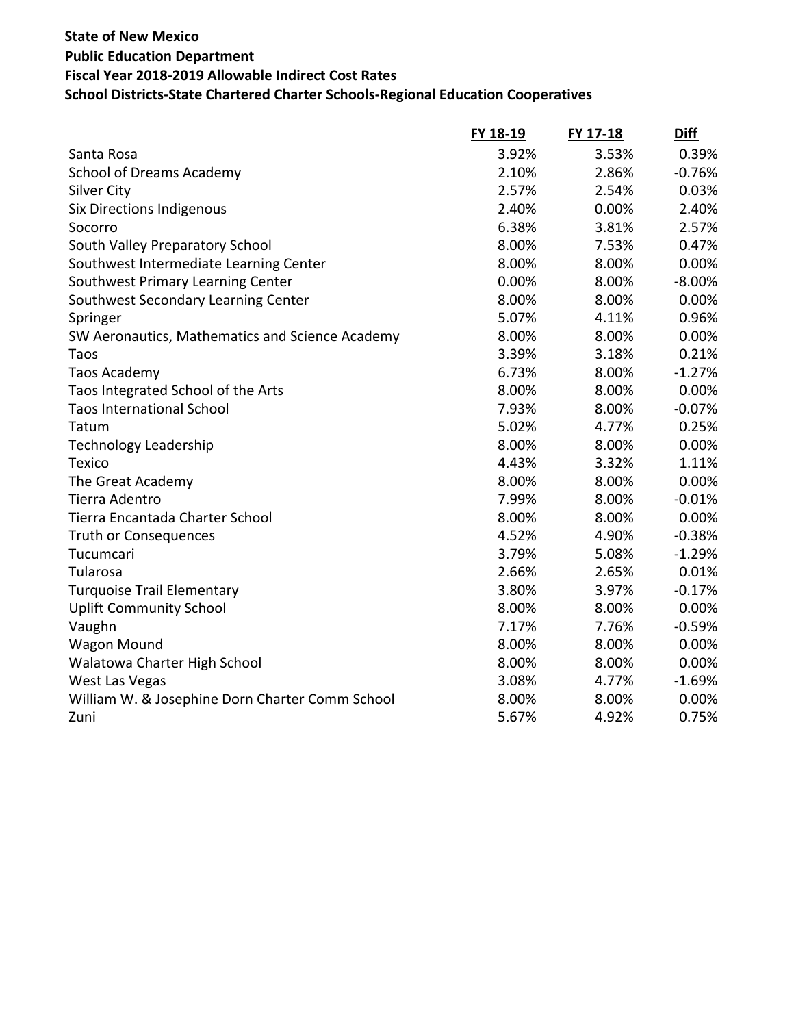**State of New Mexico**
**Public Education Department**
**Fiscal Year 2018-2019 Allowable Indirect Cost Rates**
**School Districts-State Chartered Charter Schools-Regional Education Cooperatives**

| | FY 18-19 | FY 17-18 | Diff |
|---|---|---|---|
| Santa Rosa | 3.92% | 3.53% | 0.39% |
| School of Dreams Academy | 2.10% | 2.86% | -0.76% |
| Silver City | 2.57% | 2.54% | 0.03% |
| Six Directions Indigenous | 2.40% | 0.00% | 2.40% |
| Socorro | 6.38% | 3.81% | 2.57% |
| South Valley Preparatory School | 8.00% | 7.53% | 0.47% |
| Southwest Intermediate Learning Center | 8.00% | 8.00% | 0.00% |
| Southwest Primary Learning Center | 0.00% | 8.00% | -8.00% |
| Southwest Secondary Learning Center | 8.00% | 8.00% | 0.00% |
| Springer | 5.07% | 4.11% | 0.96% |
| SW Aeronautics, Mathematics and Science Academy | 8.00% | 8.00% | 0.00% |
| Taos | 3.39% | 3.18% | 0.21% |
| Taos Academy | 6.73% | 8.00% | -1.27% |
| Taos Integrated School of the Arts | 8.00% | 8.00% | 0.00% |
| Taos International School | 7.93% | 8.00% | -0.07% |
| Tatum | 5.02% | 4.77% | 0.25% |
| Technology Leadership | 8.00% | 8.00% | 0.00% |
| Texico | 4.43% | 3.32% | 1.11% |
| The Great Academy | 8.00% | 8.00% | 0.00% |
| Tierra Adentro | 7.99% | 8.00% | -0.01% |
| Tierra Encantada Charter School | 8.00% | 8.00% | 0.00% |
| Truth or Consequences | 4.52% | 4.90% | -0.38% |
| Tucumcari | 3.79% | 5.08% | -1.29% |
| Tularosa | 2.66% | 2.65% | 0.01% |
| Turquoise Trail Elementary | 3.80% | 3.97% | -0.17% |
| Uplift Community School | 8.00% | 8.00% | 0.00% |
| Vaughn | 7.17% | 7.76% | -0.59% |
| Wagon Mound | 8.00% | 8.00% | 0.00% |
| Walatowa Charter High School | 8.00% | 8.00% | 0.00% |
| West Las Vegas | 3.08% | 4.77% | -1.69% |
| William W. & Josephine Dorn Charter Comm School | 8.00% | 8.00% | 0.00% |
| Zuni | 5.67% | 4.92% | 0.75% |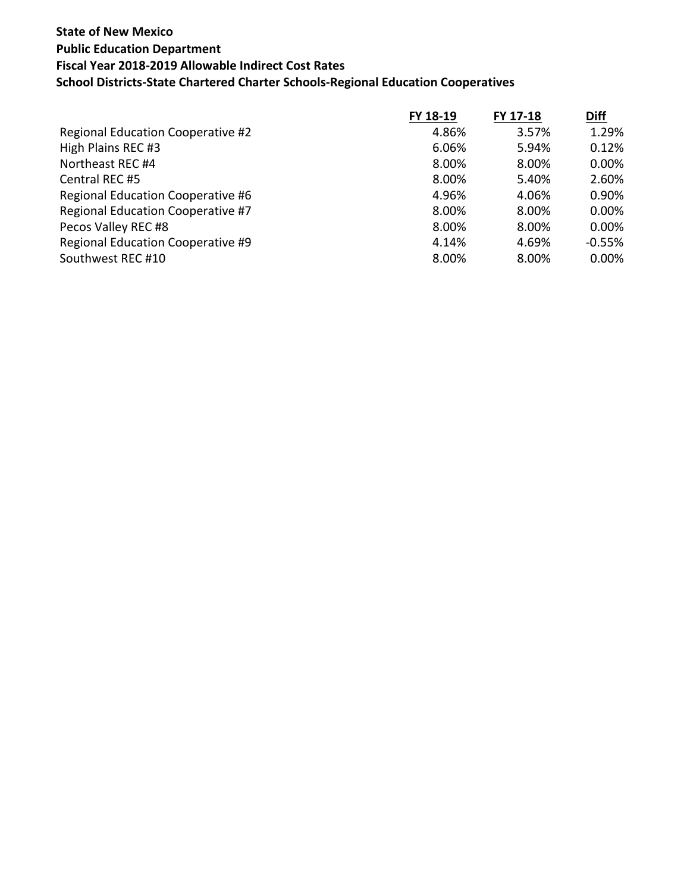**State of New Mexico**
**Public Education Department**
**Fiscal Year 2018-2019 Allowable Indirect Cost Rates**
**School Districts-State Chartered Charter Schools-Regional Education Cooperatives**

| | FY 18-19 | FY 17-18 | Diff |
|---|---|---|---|
| Regional Education Cooperative #2 | 4.86% | 3.57% | 1.29% |
| High Plains REC #3 | 6.06% | 5.94% | 0.12% |
| Northeast REC #4 | 8.00% | 8.00% | 0.00% |
| Central REC #5 | 8.00% | 5.40% | 2.60% |
| Regional Education Cooperative #6 | 4.96% | 4.06% | 0.90% |
| Regional Education Cooperative #7 | 8.00% | 8.00% | 0.00% |
| Pecos Valley REC #8 | 8.00% | 8.00% | 0.00% |
| Regional Education Cooperative #9 | 4.14% | 4.69% | -0.55% |
| Southwest REC #10 | 8.00% | 8.00% | 0.00% |